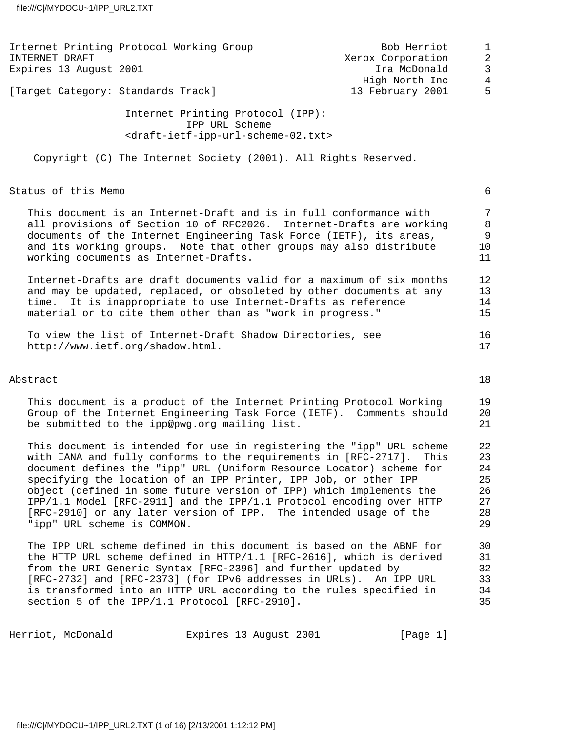Internet Printing Protocol Working Group — Bob Herriot, Xerox Corporation
INTERNET DRAFT — Ira McDonald, High North Inc
Expires 13 August 2001
[Target Category: Standards Track] — 13 February 2001

# Internet Printing Protocol (IPP): IPP URL Scheme

<draft-ietf-ipp-url-scheme-02.txt>

Copyright (C) The Internet Society (2001). All Rights Reserved.

## Status of this Memo

This document is an Internet-Draft and is in full conformance with all provisions of Section 10 of RFC2026. Internet-Drafts are working documents of the Internet Engineering Task Force (IETF), its areas, and its working groups. Note that other groups may also distribute working documents as Internet-Drafts.

Internet-Drafts are draft documents valid for a maximum of six months and may be updated, replaced, or obsoleted by other documents at any time. It is inappropriate to use Internet-Drafts as reference material or to cite them other than as "work in progress."

To view the list of Internet-Draft Shadow Directories, see http://www.ietf.org/shadow.html.

## Abstract

This document is a product of the Internet Printing Protocol Working Group of the Internet Engineering Task Force (IETF). Comments should be submitted to the ipp@pwg.org mailing list.

This document is intended for use in registering the "ipp" URL scheme with IANA and fully conforms to the requirements in [RFC-2717]. This document defines the "ipp" URL (Uniform Resource Locator) scheme for specifying the location of an IPP Printer, IPP Job, or other IPP object (defined in some future version of IPP) which implements the IPP/1.1 Model [RFC-2911] and the IPP/1.1 Protocol encoding over HTTP [RFC-2910] or any later version of IPP. The intended usage of the "ipp" URL scheme is COMMON.

The IPP URL scheme defined in this document is based on the ABNF for the HTTP URL scheme defined in HTTP/1.1 [RFC-2616], which is derived from the URI Generic Syntax [RFC-2396] and further updated by [RFC-2732] and [RFC-2373] (for IPv6 addresses in URLs). An IPP URL is transformed into an HTTP URL according to the rules specified in section 5 of the IPP/1.1 Protocol [RFC-2910].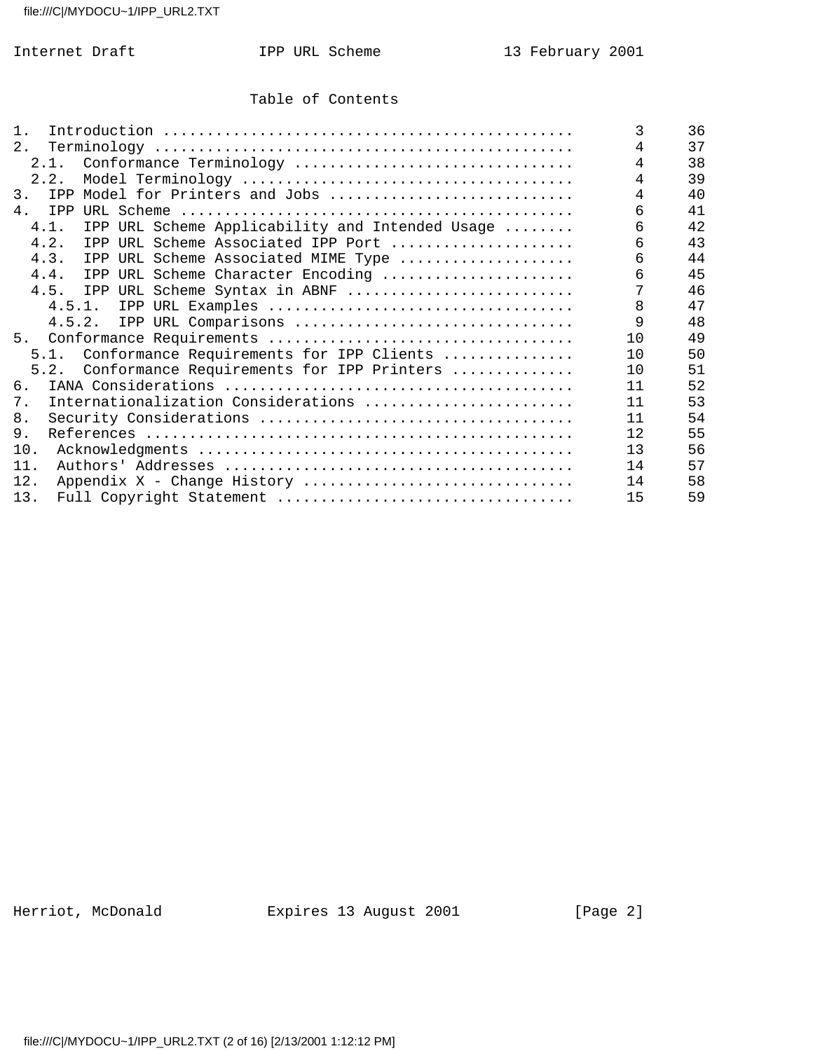## Table of Contents

```
1.  Introduction ..............................................       3     36
2.  Terminology ...............................................       4     37
  2.1.  Conformance Terminology ...............................       4     38
  2.2.  Model Terminology .....................................       4     39
3.  IPP Model for Printers and Jobs ...........................       4     40
4.  IPP URL Scheme ............................................       6     41
  4.1.  IPP URL Scheme Applicability and Intended Usage ........      6     42
  4.2.  IPP URL Scheme Associated IPP Port .....................      6     43
  4.3.  IPP URL Scheme Associated MIME Type ....................      6     44
  4.4.  IPP URL Scheme Character Encoding ......................      6     45
  4.5.  IPP URL Scheme Syntax in ABNF ..........................      7     46
    4.5.1.  IPP URL Examples ..................................       8     47
    4.5.2.  IPP URL Comparisons ...............................       9     48
5.  Conformance Requirements ..................................      10     49
  5.1.  Conformance Requirements for IPP Clients ..............      10     50
  5.2.  Conformance Requirements for IPP Printers .............      10     51
6.  IANA Considerations .......................................      11     52
7.  Internationalization Considerations .......................      11     53
8.  Security Considerations ...................................      11     54
9.  References ................................................      12     55
10.  Acknowledgments ..........................................      13     56
11.  Authors' Addresses .......................................      14     57
12.  Appendix X - Change History ..............................      14     58
13.  Full Copyright Statement .................................      15     59
```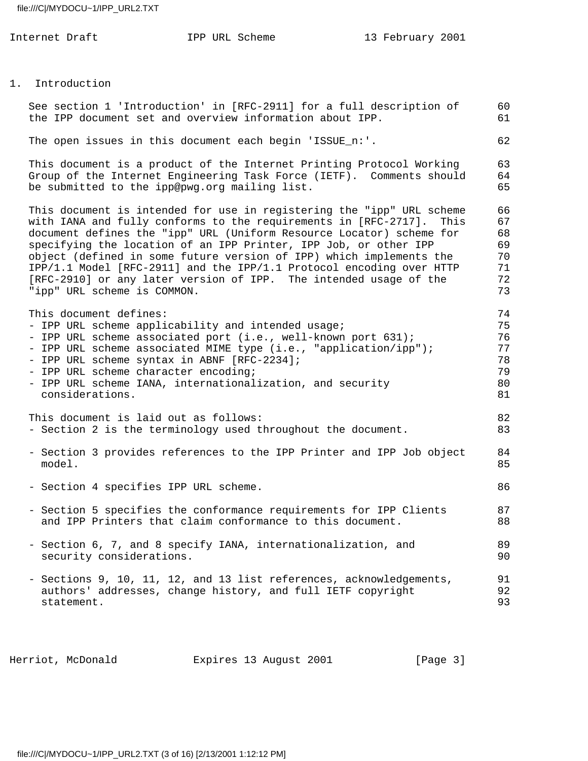## 1. Introduction

See section 1 'Introduction' in [RFC-2911] for a full description of the IPP document set and overview information about IPP.

The open issues in this document each begin 'ISSUE_n:'.

This document is a product of the Internet Printing Protocol Working Group of the Internet Engineering Task Force (IETF). Comments should be submitted to the ipp@pwg.org mailing list.

This document is intended for use in registering the "ipp" URL scheme with IANA and fully conforms to the requirements in [RFC-2717]. This document defines the "ipp" URL (Uniform Resource Locator) scheme for specifying the location of an IPP Printer, IPP Job, or other IPP object (defined in some future version of IPP) which implements the IPP/1.1 Model [RFC-2911] and the IPP/1.1 Protocol encoding over HTTP [RFC-2910] or any later version of IPP. The intended usage of the "ipp" URL scheme is COMMON.

This document defines:

- IPP URL scheme applicability and intended usage;
- IPP URL scheme associated port (i.e., well-known port 631);
- IPP URL scheme associated MIME type (i.e., "application/ipp");
- IPP URL scheme syntax in ABNF [RFC-2234];
- IPP URL scheme character encoding;
- IPP URL scheme IANA, internationalization, and security considerations.

This document is laid out as follows:

- Section 2 is the terminology used throughout the document.
- Section 3 provides references to the IPP Printer and IPP Job object model.
- Section 4 specifies IPP URL scheme.
- Section 5 specifies the conformance requirements for IPP Clients and IPP Printers that claim conformance to this document.
- Section 6, 7, and 8 specify IANA, internationalization, and security considerations.
- Sections 9, 10, 11, 12, and 13 list references, acknowledgements, authors' addresses, change history, and full IETF copyright statement.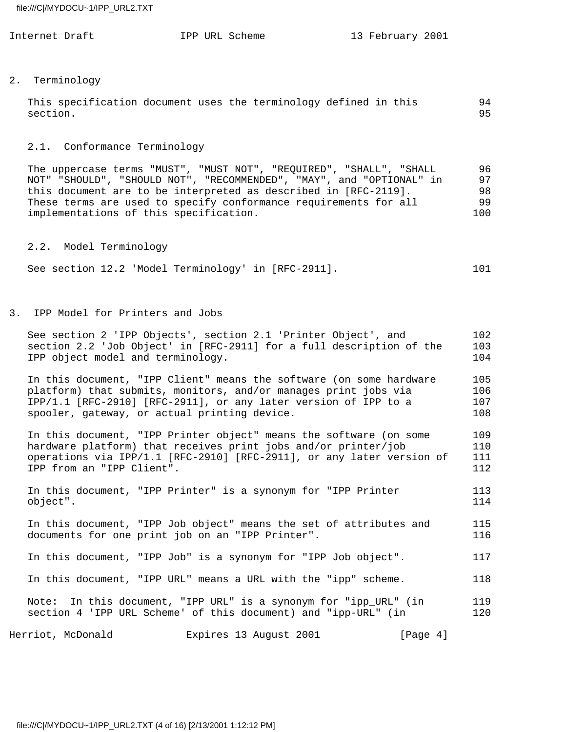## 2. Terminology

This specification document uses the terminology defined in this section.

### 2.1. Conformance Terminology

The uppercase terms "MUST", "MUST NOT", "REQUIRED", "SHALL", "SHALL NOT" "SHOULD", "SHOULD NOT", "RECOMMENDED", "MAY", and "OPTIONAL" in this document are to be interpreted as described in [RFC-2119]. These terms are used to specify conformance requirements for all implementations of this specification.

### 2.2. Model Terminology

See section 12.2 'Model Terminology' in [RFC-2911].

## 3. IPP Model for Printers and Jobs

See section 2 'IPP Objects', section 2.1 'Printer Object', and section 2.2 'Job Object' in [RFC-2911] for a full description of the IPP object model and terminology.

In this document, "IPP Client" means the software (on some hardware platform) that submits, monitors, and/or manages print jobs via IPP/1.1 [RFC-2910] [RFC-2911], or any later version of IPP to a spooler, gateway, or actual printing device.

In this document, "IPP Printer object" means the software (on some hardware platform) that receives print jobs and/or printer/job operations via IPP/1.1 [RFC-2910] [RFC-2911], or any later version of IPP from an "IPP Client".

In this document, "IPP Printer" is a synonym for "IPP Printer object".

In this document, "IPP Job object" means the set of attributes and documents for one print job on an "IPP Printer".

In this document, "IPP Job" is a synonym for "IPP Job object".

In this document, "IPP URL" means a URL with the "ipp" scheme.

Note: In this document, "IPP URL" is a synonym for "ipp_URL" (in section 4 'IPP URL Scheme' of this document) and "ipp-URL" (in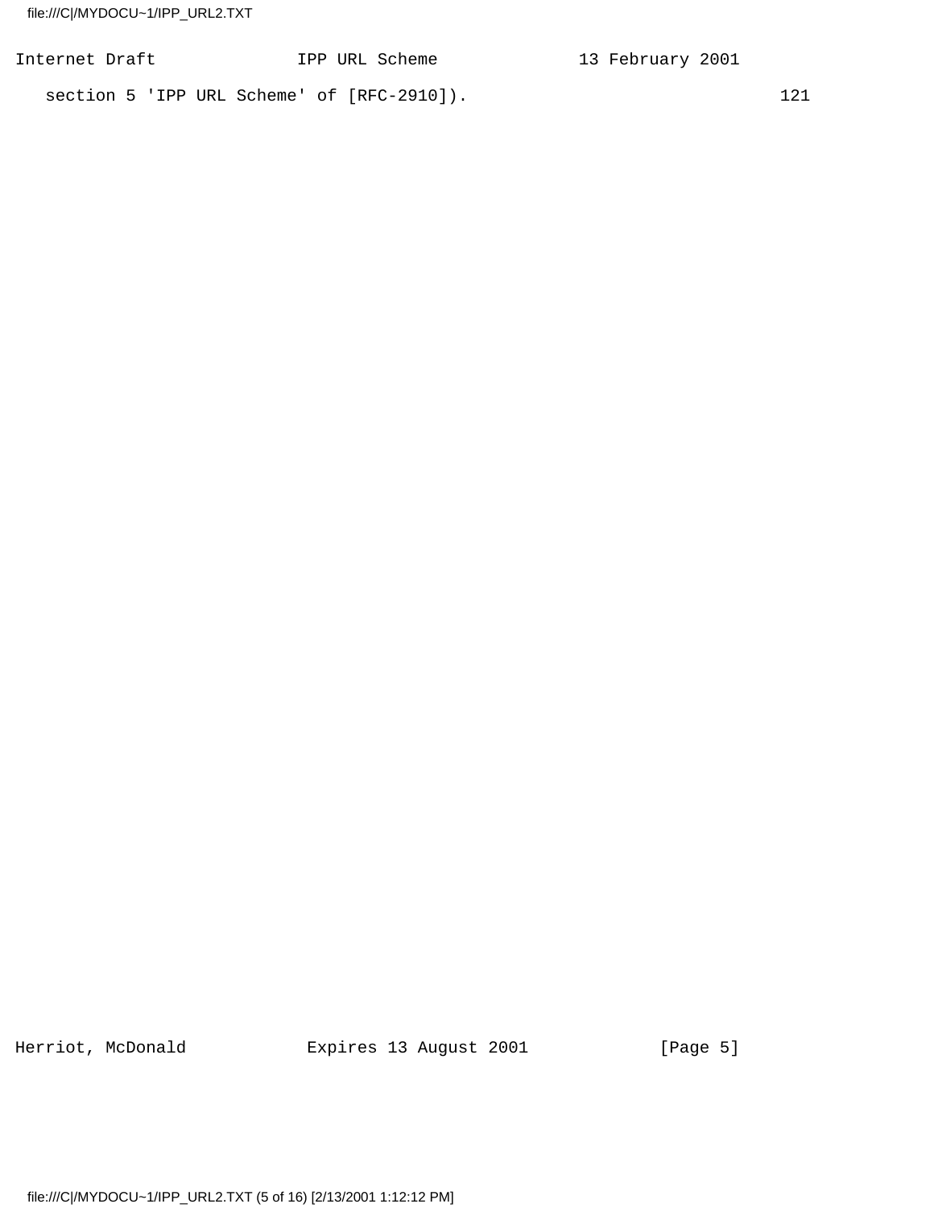section 5 'IPP URL Scheme' of [RFC-2910]).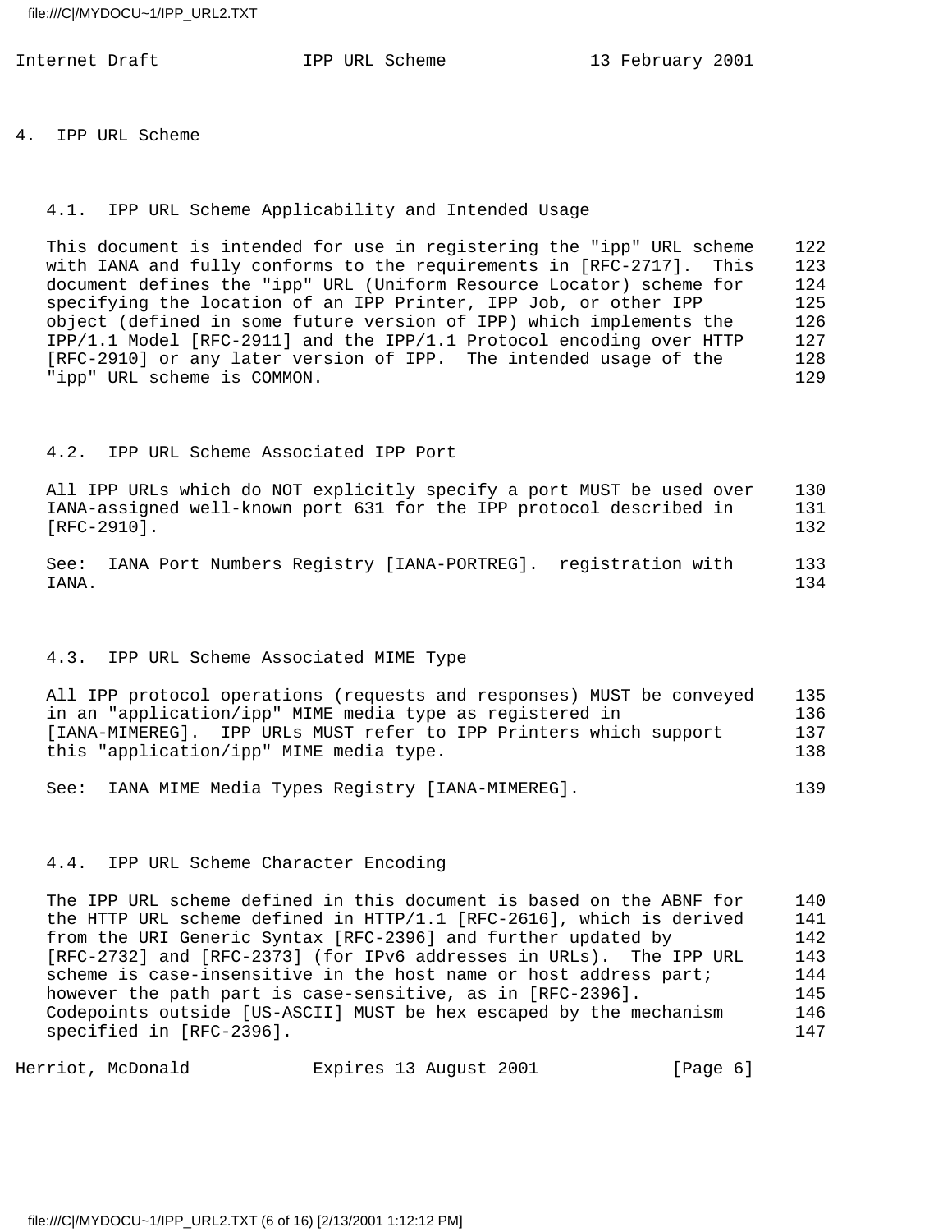# 4. IPP URL Scheme

## 4.1. IPP URL Scheme Applicability and Intended Usage

This document is intended for use in registering the "ipp" URL scheme with IANA and fully conforms to the requirements in [RFC-2717]. This document defines the "ipp" URL (Uniform Resource Locator) scheme for specifying the location of an IPP Printer, IPP Job, or other IPP object (defined in some future version of IPP) which implements the IPP/1.1 Model [RFC-2911] and the IPP/1.1 Protocol encoding over HTTP [RFC-2910] or any later version of IPP. The intended usage of the "ipp" URL scheme is COMMON.

## 4.2. IPP URL Scheme Associated IPP Port

All IPP URLs which do NOT explicitly specify a port MUST be used over IANA-assigned well-known port 631 for the IPP protocol described in [RFC-2910].

See: IANA Port Numbers Registry [IANA-PORTREG]. registration with IANA.

## 4.3. IPP URL Scheme Associated MIME Type

All IPP protocol operations (requests and responses) MUST be conveyed in an "application/ipp" MIME media type as registered in [IANA-MIMEREG]. IPP URLs MUST refer to IPP Printers which support this "application/ipp" MIME media type.

See: IANA MIME Media Types Registry [IANA-MIMEREG].

## 4.4. IPP URL Scheme Character Encoding

The IPP URL scheme defined in this document is based on the ABNF for the HTTP URL scheme defined in HTTP/1.1 [RFC-2616], which is derived from the URI Generic Syntax [RFC-2396] and further updated by [RFC-2732] and [RFC-2373] (for IPv6 addresses in URLs). The IPP URL scheme is case-insensitive in the host name or host address part; however the path part is case-sensitive, as in [RFC-2396]. Codepoints outside [US-ASCII] MUST be hex escaped by the mechanism specified in [RFC-2396].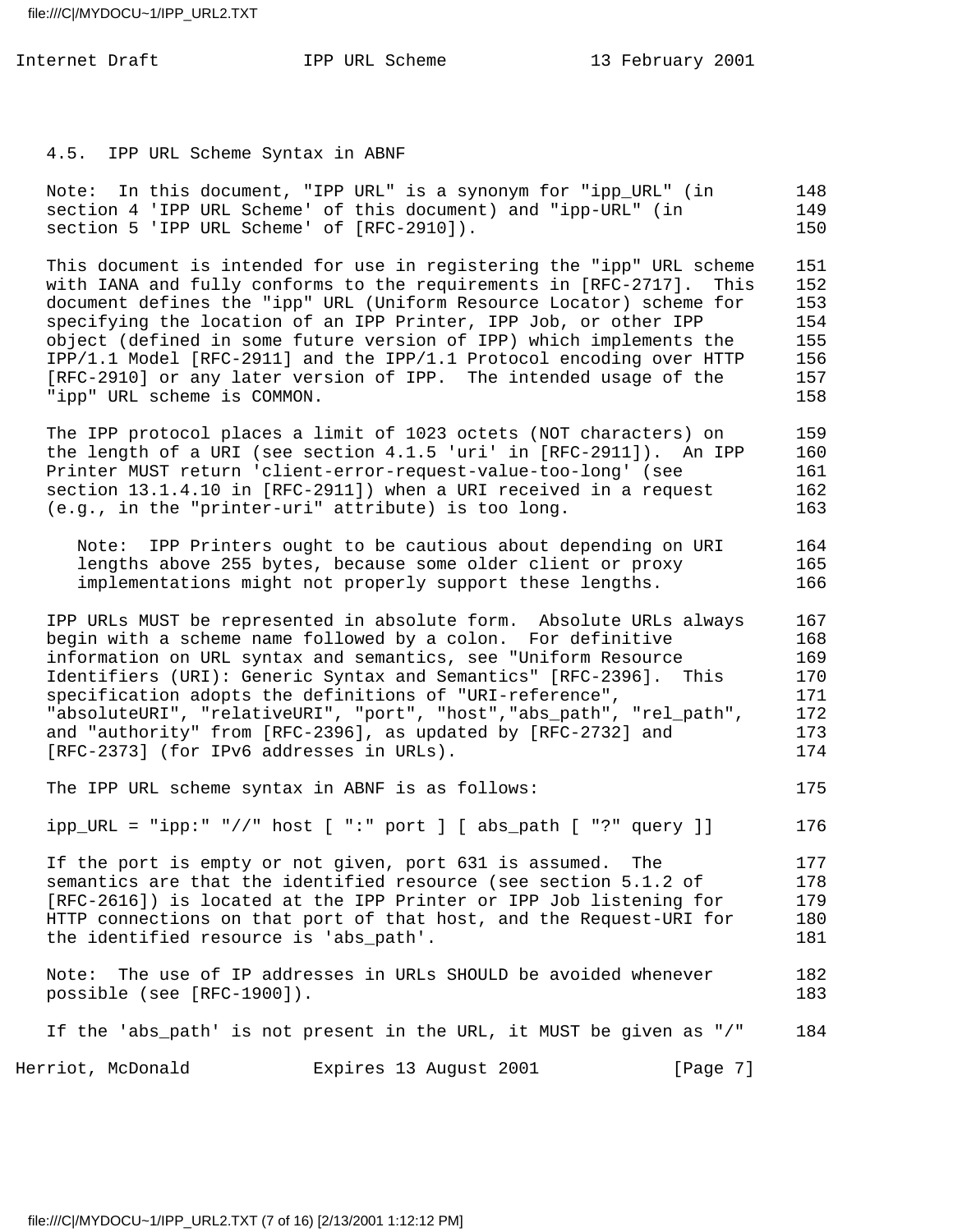### 4.5. IPP URL Scheme Syntax in ABNF

Note: In this document, "IPP URL" is a synonym for "ipp_URL" (in section 4 'IPP URL Scheme' of this document) and "ipp-URL" (in section 5 'IPP URL Scheme' of [RFC-2910]).

This document is intended for use in registering the "ipp" URL scheme with IANA and fully conforms to the requirements in [RFC-2717]. This document defines the "ipp" URL (Uniform Resource Locator) scheme for specifying the location of an IPP Printer, IPP Job, or other IPP object (defined in some future version of IPP) which implements the IPP/1.1 Model [RFC-2911] and the IPP/1.1 Protocol encoding over HTTP [RFC-2910] or any later version of IPP. The intended usage of the "ipp" URL scheme is COMMON.

The IPP protocol places a limit of 1023 octets (NOT characters) on the length of a URI (see section 4.1.5 'uri' in [RFC-2911]). An IPP Printer MUST return 'client-error-request-value-too-long' (see section 13.1.4.10 in [RFC-2911]) when a URI received in a request (e.g., in the "printer-uri" attribute) is too long.

> Note: IPP Printers ought to be cautious about depending on URI lengths above 255 bytes, because some older client or proxy implementations might not properly support these lengths.

IPP URLs MUST be represented in absolute form. Absolute URLs always begin with a scheme name followed by a colon. For definitive information on URL syntax and semantics, see "Uniform Resource Identifiers (URI): Generic Syntax and Semantics" [RFC-2396]. This specification adopts the definitions of "URI-reference", "absoluteURI", "relativeURI", "port", "host","abs_path", "rel_path", and "authority" from [RFC-2396], as updated by [RFC-2732] and [RFC-2373] (for IPv6 addresses in URLs).

The IPP URL scheme syntax in ABNF is as follows:

```
ipp_URL = "ipp:" "//" host [ ":" port ] [ abs_path [ "?" query ]]
```

If the port is empty or not given, port 631 is assumed. The semantics are that the identified resource (see section 5.1.2 of [RFC-2616]) is located at the IPP Printer or IPP Job listening for HTTP connections on that port of that host, and the Request-URI for the identified resource is 'abs_path'.

Note: The use of IP addresses in URLs SHOULD be avoided whenever possible (see [RFC-1900]).

If the 'abs_path' is not present in the URL, it MUST be given as "/"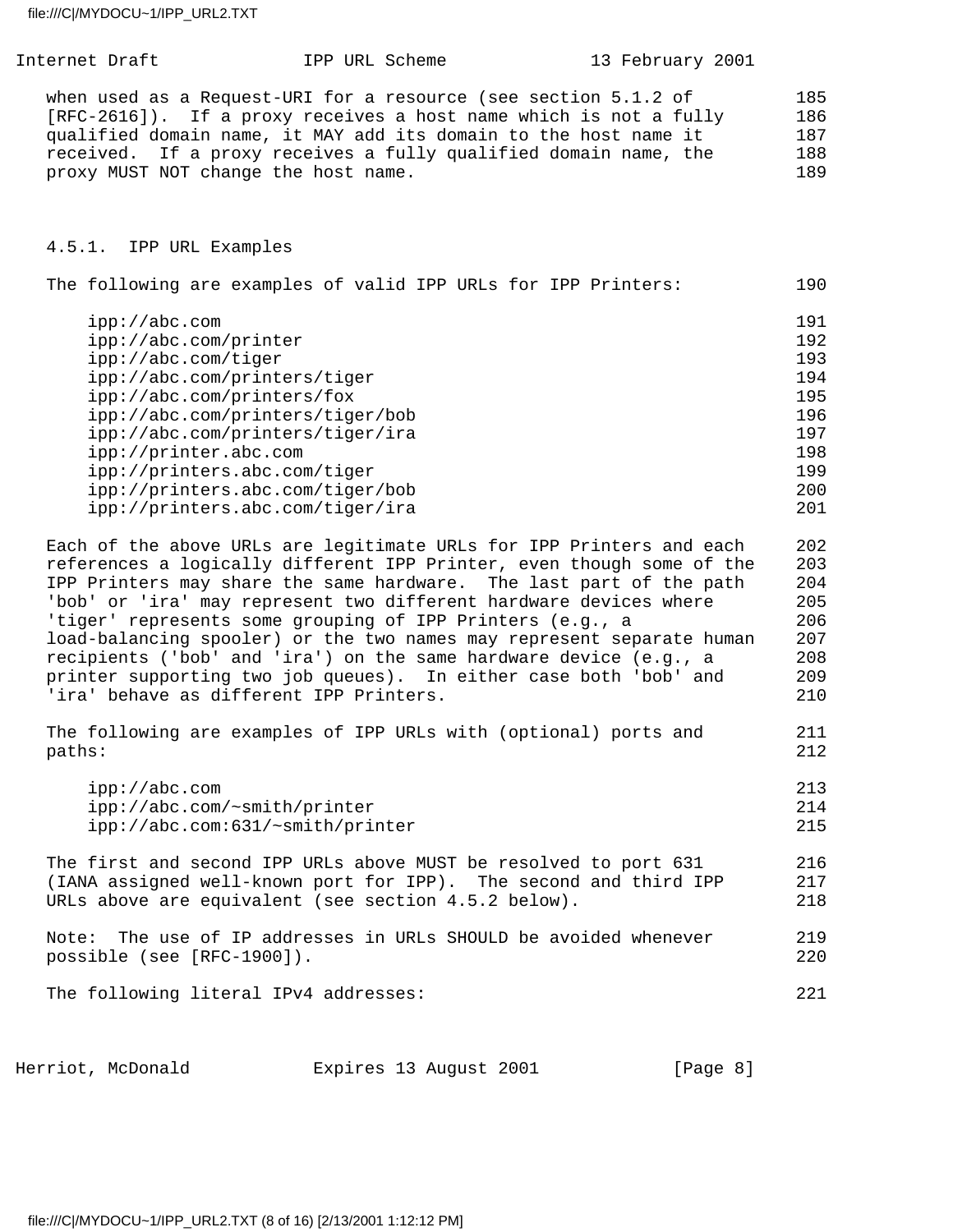when used as a Request-URI for a resource (see section 5.1.2 of [RFC-2616]). If a proxy receives a host name which is not a fully qualified domain name, it MAY add its domain to the host name it received. If a proxy receives a fully qualified domain name, the proxy MUST NOT change the host name.

### 4.5.1. IPP URL Examples

The following are examples of valid IPP URLs for IPP Printers:

```
ipp://abc.com
ipp://abc.com/printer
ipp://abc.com/tiger
ipp://abc.com/printers/tiger
ipp://abc.com/printers/fox
ipp://abc.com/printers/tiger/bob
ipp://abc.com/printers/tiger/ira
ipp://printer.abc.com
ipp://printers.abc.com/tiger
ipp://printers.abc.com/tiger/bob
ipp://printers.abc.com/tiger/ira
```

Each of the above URLs are legitimate URLs for IPP Printers and each references a logically different IPP Printer, even though some of the IPP Printers may share the same hardware. The last part of the path 'bob' or 'ira' may represent two different hardware devices where 'tiger' represents some grouping of IPP Printers (e.g., a load-balancing spooler) or the two names may represent separate human recipients ('bob' and 'ira') on the same hardware device (e.g., a printer supporting two job queues). In either case both 'bob' and 'ira' behave as different IPP Printers.

The following are examples of IPP URLs with (optional) ports and paths:

```
ipp://abc.com
ipp://abc.com/~smith/printer
ipp://abc.com:631/~smith/printer
```

The first and second IPP URLs above MUST be resolved to port 631 (IANA assigned well-known port for IPP). The second and third IPP URLs above are equivalent (see section 4.5.2 below).

Note: The use of IP addresses in URLs SHOULD be avoided whenever possible (see [RFC-1900]).

The following literal IPv4 addresses: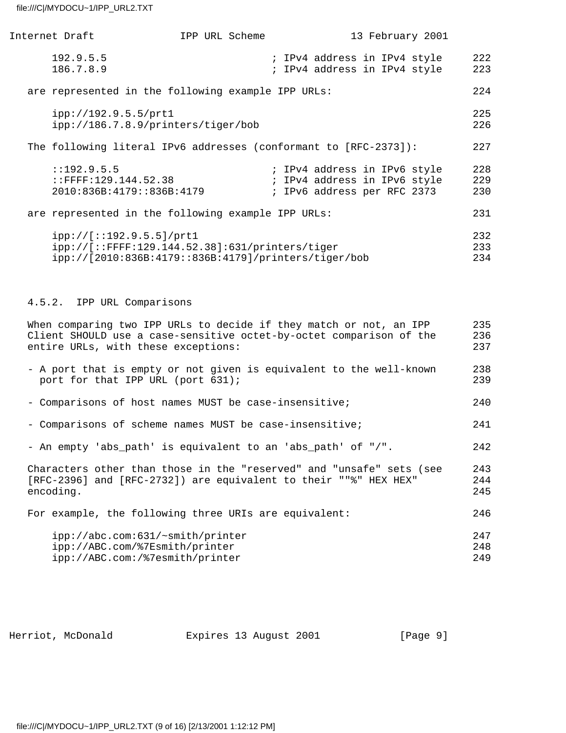```
    192.9.5.5                      ; IPv4 address in IPv4 style
    186.7.8.9                      ; IPv4 address in IPv4 style
```

are represented in the following example IPP URLs:

```
    ipp://192.9.5.5/prt1
    ipp://186.7.8.9/printers/tiger/bob
```

The following literal IPv6 addresses (conformant to [RFC-2373]):

```
    ::192.9.5.5                    ; IPv4 address in IPv6 style
    ::FFFF:129.144.52.38           ; IPv4 address in IPv6 style
    2010:836B:4179::836B:4179      ; IPv6 address per RFC 2373
```

are represented in the following example IPP URLs:

```
    ipp://[::192.9.5.5]/prt1
    ipp://[::FFFF:129.144.52.38]:631/printers/tiger
    ipp://[2010:836B:4179::836B:4179]/printers/tiger/bob
```

### 4.5.2. IPP URL Comparisons

When comparing two IPP URLs to decide if they match or not, an IPP Client SHOULD use a case-sensitive octet-by-octet comparison of the entire URLs, with these exceptions:

- A port that is empty or not given is equivalent to the well-known port for that IPP URL (port 631);
- Comparisons of host names MUST be case-insensitive;
- Comparisons of scheme names MUST be case-insensitive;
- An empty 'abs_path' is equivalent to an 'abs_path' of "/".

Characters other than those in the "reserved" and "unsafe" sets (see [RFC-2396] and [RFC-2732]) are equivalent to their ""%" HEX HEX" encoding.

For example, the following three URIs are equivalent:

```
    ipp://abc.com:631/~smith/printer
    ipp://ABC.com/%7Esmith/printer
    ipp://ABC.com:/%7esmith/printer
```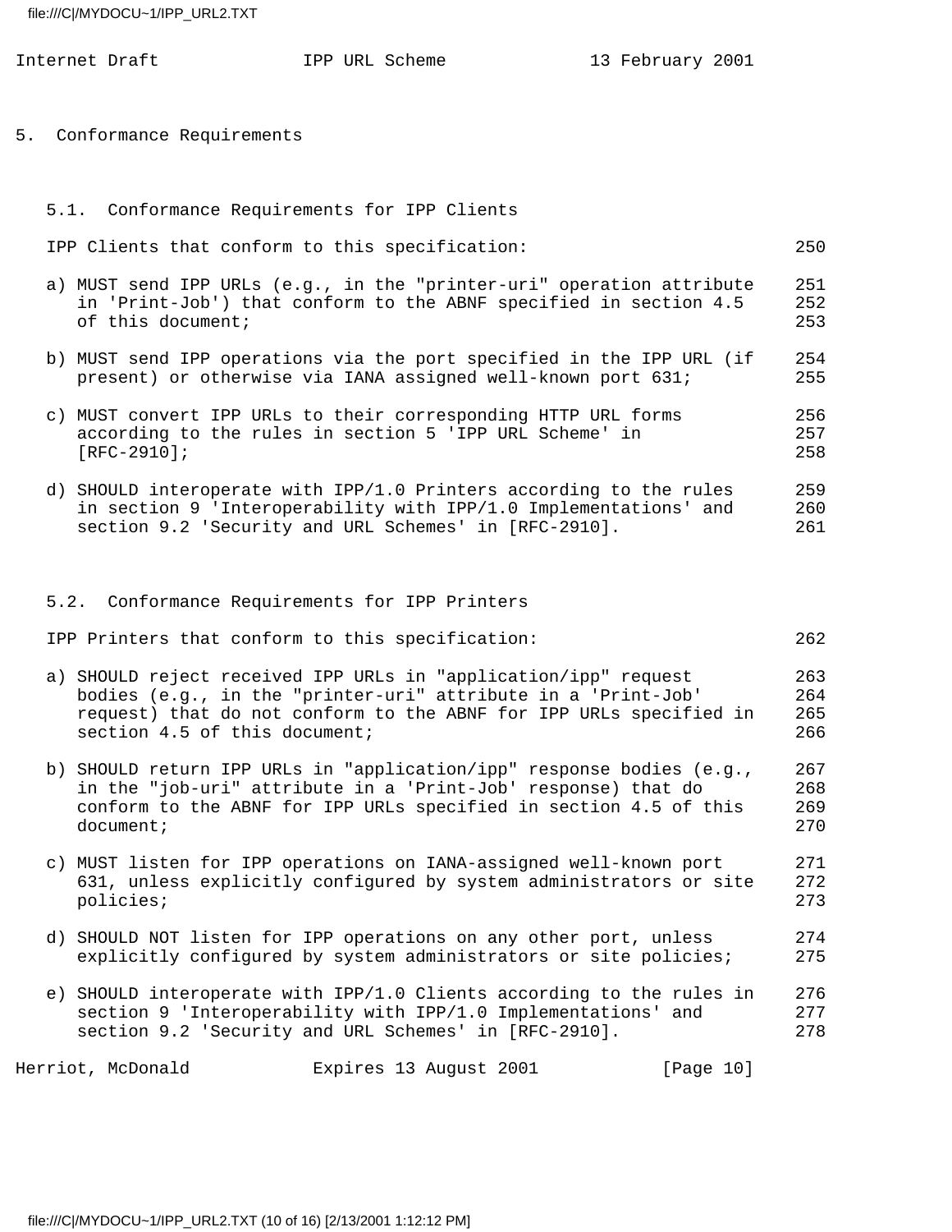# 5. Conformance Requirements

## 5.1. Conformance Requirements for IPP Clients

IPP Clients that conform to this specification:

a) MUST send IPP URLs (e.g., in the "printer-uri" operation attribute in 'Print-Job') that conform to the ABNF specified in section 4.5 of this document;

b) MUST send IPP operations via the port specified in the IPP URL (if present) or otherwise via IANA assigned well-known port 631;

c) MUST convert IPP URLs to their corresponding HTTP URL forms according to the rules in section 5 'IPP URL Scheme' in [RFC-2910];

d) SHOULD interoperate with IPP/1.0 Printers according to the rules in section 9 'Interoperability with IPP/1.0 Implementations' and section 9.2 'Security and URL Schemes' in [RFC-2910].

## 5.2. Conformance Requirements for IPP Printers

IPP Printers that conform to this specification:

a) SHOULD reject received IPP URLs in "application/ipp" request bodies (e.g., in the "printer-uri" attribute in a 'Print-Job' request) that do not conform to the ABNF for IPP URLs specified in section 4.5 of this document;

b) SHOULD return IPP URLs in "application/ipp" response bodies (e.g., in the "job-uri" attribute in a 'Print-Job' response) that do conform to the ABNF for IPP URLs specified in section 4.5 of this document;

c) MUST listen for IPP operations on IANA-assigned well-known port 631, unless explicitly configured by system administrators or site policies;

d) SHOULD NOT listen for IPP operations on any other port, unless explicitly configured by system administrators or site policies;

e) SHOULD interoperate with IPP/1.0 Clients according to the rules in section 9 'Interoperability with IPP/1.0 Implementations' and section 9.2 'Security and URL Schemes' in [RFC-2910].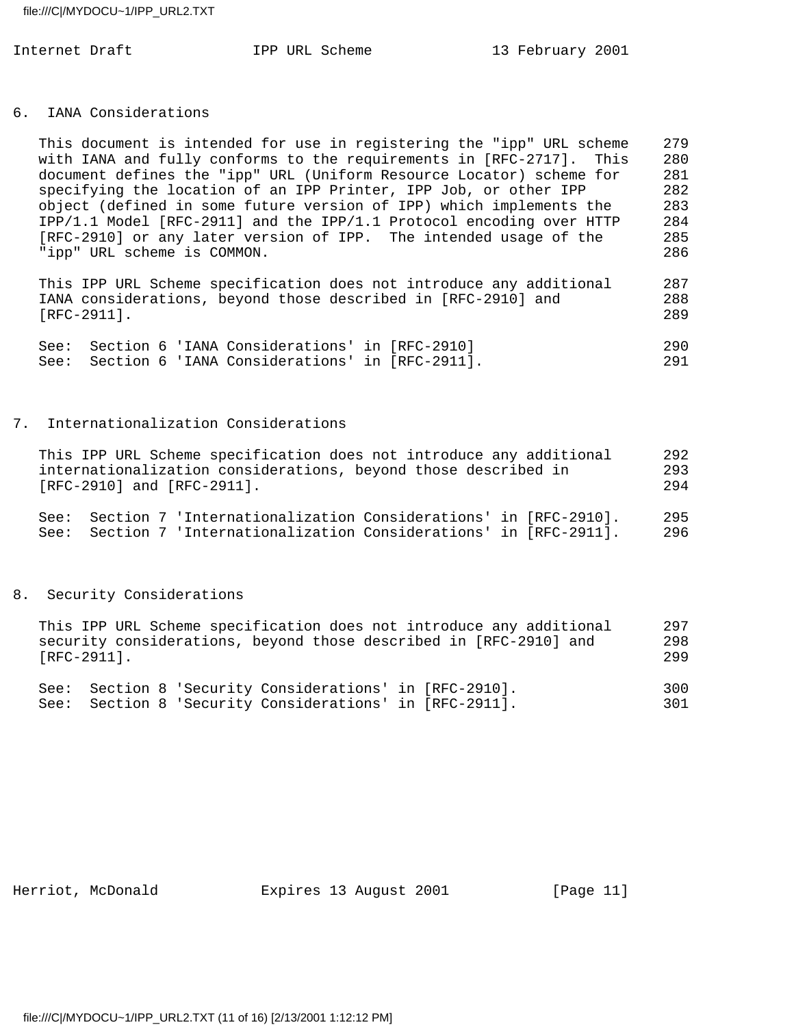## 6. IANA Considerations

This document is intended for use in registering the "ipp" URL scheme with IANA and fully conforms to the requirements in [RFC-2717]. This document defines the "ipp" URL (Uniform Resource Locator) scheme for specifying the location of an IPP Printer, IPP Job, or other IPP object (defined in some future version of IPP) which implements the IPP/1.1 Model [RFC-2911] and the IPP/1.1 Protocol encoding over HTTP [RFC-2910] or any later version of IPP. The intended usage of the "ipp" URL scheme is COMMON.

This IPP URL Scheme specification does not introduce any additional IANA considerations, beyond those described in [RFC-2910] and [RFC-2911].

See: Section 6 'IANA Considerations' in [RFC-2910]
See: Section 6 'IANA Considerations' in [RFC-2911].

## 7. Internationalization Considerations

This IPP URL Scheme specification does not introduce any additional internationalization considerations, beyond those described in [RFC-2910] and [RFC-2911].

See: Section 7 'Internationalization Considerations' in [RFC-2910].
See: Section 7 'Internationalization Considerations' in [RFC-2911].

## 8. Security Considerations

This IPP URL Scheme specification does not introduce any additional security considerations, beyond those described in [RFC-2910] and [RFC-2911].

See: Section 8 'Security Considerations' in [RFC-2910].
See: Section 8 'Security Considerations' in [RFC-2911].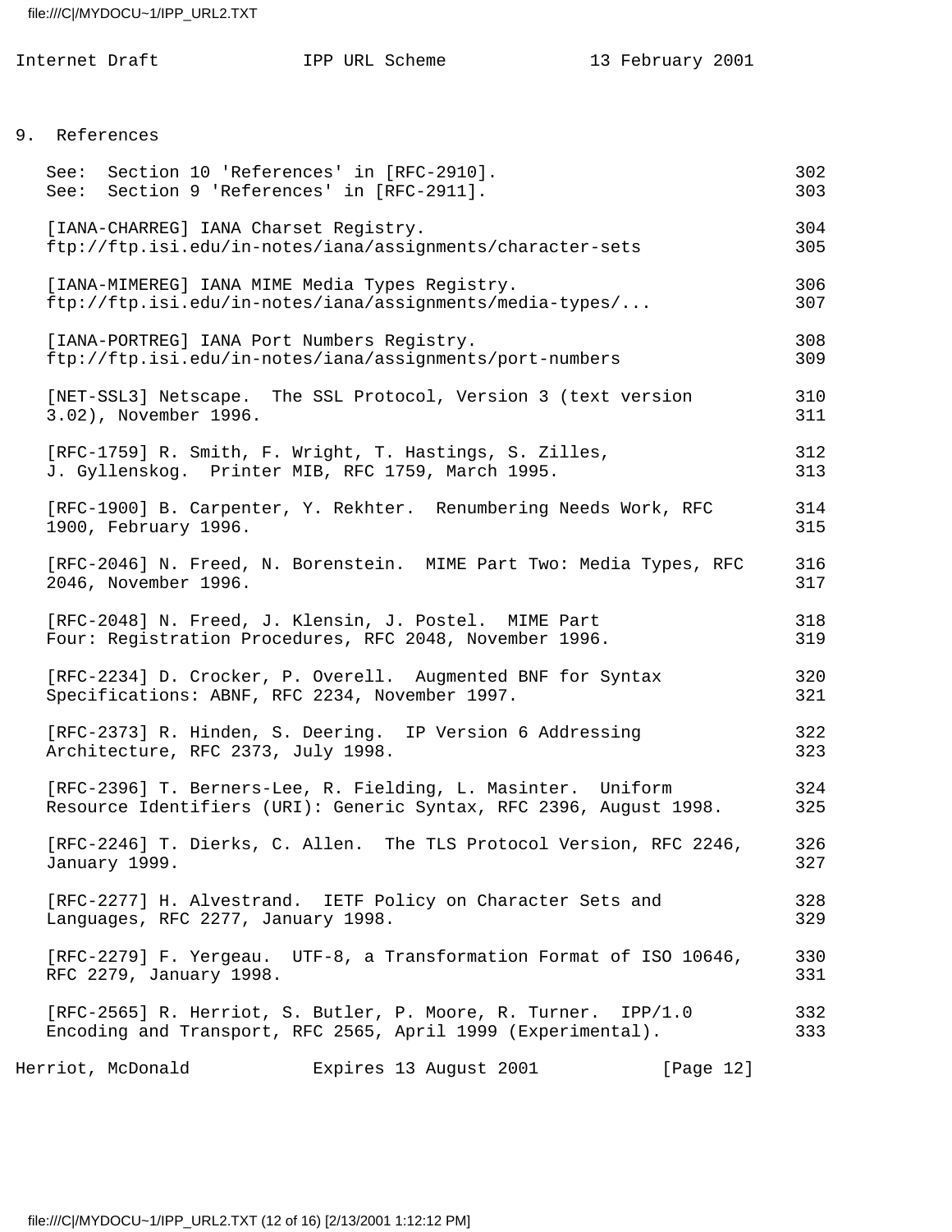## 9. References

See: Section 10 'References' in [RFC-2910].
See: Section 9 'References' in [RFC-2911].

[IANA-CHARREG] IANA Charset Registry. ftp://ftp.isi.edu/in-notes/iana/assignments/character-sets

[IANA-MIMEREG] IANA MIME Media Types Registry. ftp://ftp.isi.edu/in-notes/iana/assignments/media-types/...

[IANA-PORTREG] IANA Port Numbers Registry. ftp://ftp.isi.edu/in-notes/iana/assignments/port-numbers

[NET-SSL3] Netscape. The SSL Protocol, Version 3 (text version 3.02), November 1996.

[RFC-1759] R. Smith, F. Wright, T. Hastings, S. Zilles, J. Gyllenskog. Printer MIB, RFC 1759, March 1995.

[RFC-1900] B. Carpenter, Y. Rekhter. Renumbering Needs Work, RFC 1900, February 1996.

[RFC-2046] N. Freed, N. Borenstein. MIME Part Two: Media Types, RFC 2046, November 1996.

[RFC-2048] N. Freed, J. Klensin, J. Postel. MIME Part Four: Registration Procedures, RFC 2048, November 1996.

[RFC-2234] D. Crocker, P. Overell. Augmented BNF for Syntax Specifications: ABNF, RFC 2234, November 1997.

[RFC-2373] R. Hinden, S. Deering. IP Version 6 Addressing Architecture, RFC 2373, July 1998.

[RFC-2396] T. Berners-Lee, R. Fielding, L. Masinter. Uniform Resource Identifiers (URI): Generic Syntax, RFC 2396, August 1998.

[RFC-2246] T. Dierks, C. Allen. The TLS Protocol Version, RFC 2246, January 1999.

[RFC-2277] H. Alvestrand. IETF Policy on Character Sets and Languages, RFC 2277, January 1998.

[RFC-2279] F. Yergeau. UTF-8, a Transformation Format of ISO 10646, RFC 2279, January 1998.

[RFC-2565] R. Herriot, S. Butler, P. Moore, R. Turner. IPP/1.0 Encoding and Transport, RFC 2565, April 1999 (Experimental).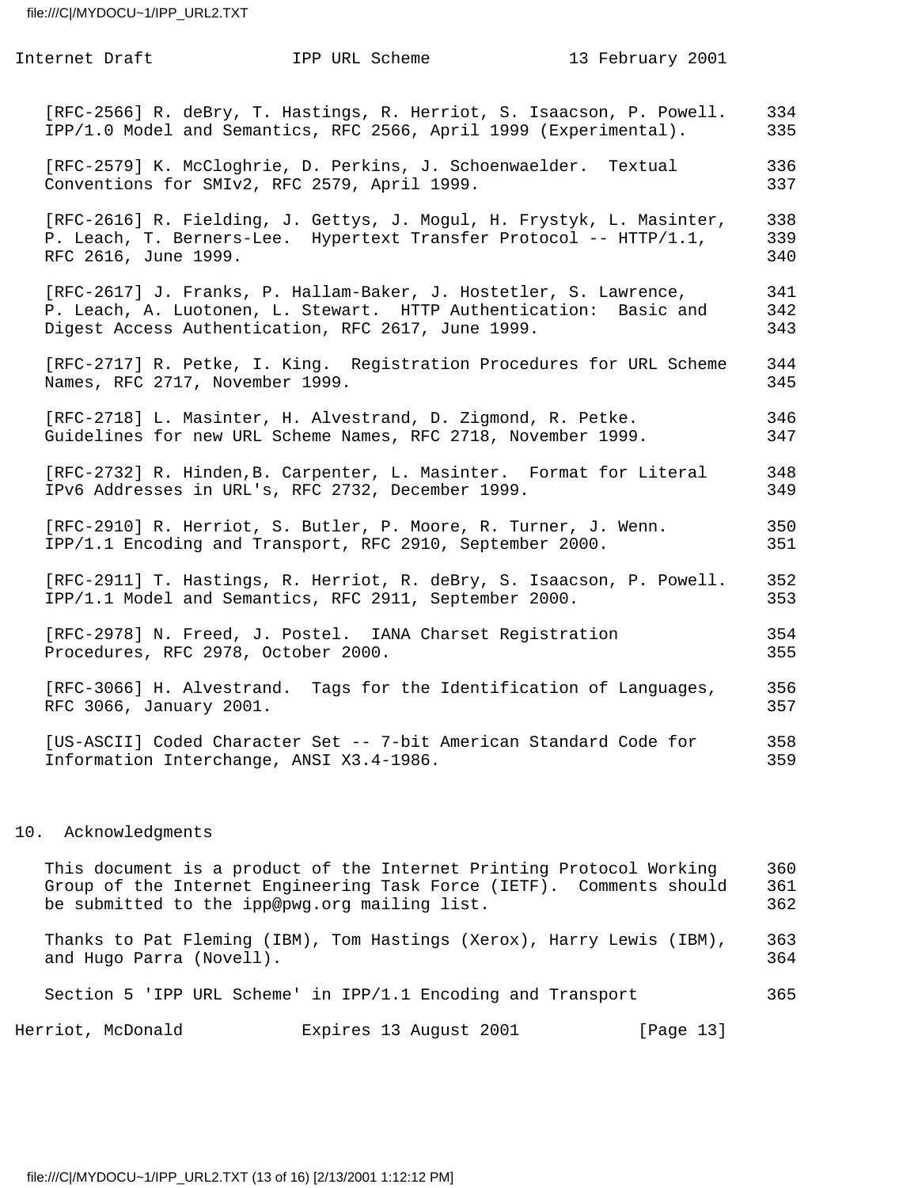[RFC-2566] R. deBry, T. Hastings, R. Herriot, S. Isaacson, P. Powell. IPP/1.0 Model and Semantics, RFC 2566, April 1999 (Experimental).

[RFC-2579] K. McCloghrie, D. Perkins, J. Schoenwaelder. Textual Conventions for SMIv2, RFC 2579, April 1999.

[RFC-2616] R. Fielding, J. Gettys, J. Mogul, H. Frystyk, L. Masinter, P. Leach, T. Berners-Lee. Hypertext Transfer Protocol -- HTTP/1.1, RFC 2616, June 1999.

[RFC-2617] J. Franks, P. Hallam-Baker, J. Hostetler, S. Lawrence, P. Leach, A. Luotonen, L. Stewart. HTTP Authentication: Basic and Digest Access Authentication, RFC 2617, June 1999.

[RFC-2717] R. Petke, I. King. Registration Procedures for URL Scheme Names, RFC 2717, November 1999.

[RFC-2718] L. Masinter, H. Alvestrand, D. Zigmond, R. Petke. Guidelines for new URL Scheme Names, RFC 2718, November 1999.

[RFC-2732] R. Hinden, B. Carpenter, L. Masinter. Format for Literal IPv6 Addresses in URL's, RFC 2732, December 1999.

[RFC-2910] R. Herriot, S. Butler, P. Moore, R. Turner, J. Wenn. IPP/1.1 Encoding and Transport, RFC 2910, September 2000.

[RFC-2911] T. Hastings, R. Herriot, R. deBry, S. Isaacson, P. Powell. IPP/1.1 Model and Semantics, RFC 2911, September 2000.

[RFC-2978] N. Freed, J. Postel. IANA Charset Registration Procedures, RFC 2978, October 2000.

[RFC-3066] H. Alvestrand. Tags for the Identification of Languages, RFC 3066, January 2001.

[US-ASCII] Coded Character Set -- 7-bit American Standard Code for Information Interchange, ANSI X3.4-1986.

## 10. Acknowledgments

This document is a product of the Internet Printing Protocol Working Group of the Internet Engineering Task Force (IETF). Comments should be submitted to the ipp@pwg.org mailing list.

Thanks to Pat Fleming (IBM), Tom Hastings (Xerox), Harry Lewis (IBM), and Hugo Parra (Novell).

Section 5 'IPP URL Scheme' in IPP/1.1 Encoding and Transport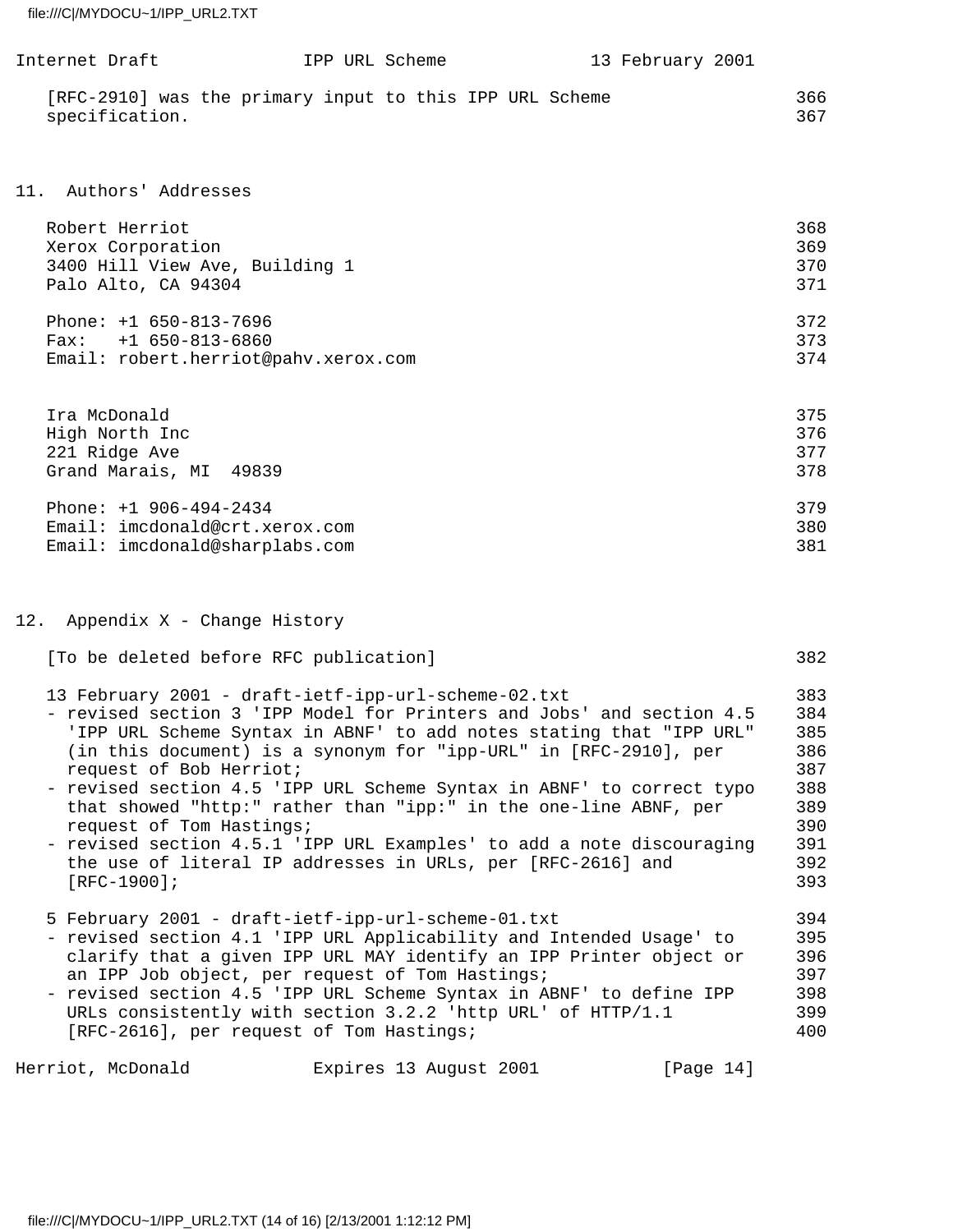[RFC-2910] was the primary input to this IPP URL Scheme specification.

## 11. Authors' Addresses

Robert Herriot
Xerox Corporation
3400 Hill View Ave, Building 1
Palo Alto, CA 94304

Phone: +1 650-813-7696
Fax: +1 650-813-6860
Email: robert.herriot@pahv.xerox.com

Ira McDonald
High North Inc
221 Ridge Ave
Grand Marais, MI 49839

Phone: +1 906-494-2434
Email: imcdonald@crt.xerox.com
Email: imcdonald@sharplabs.com

## 12. Appendix X - Change History

[To be deleted before RFC publication]

13 February 2001 - draft-ietf-ipp-url-scheme-02.txt

- revised section 3 'IPP Model for Printers and Jobs' and section 4.5 'IPP URL Scheme Syntax in ABNF' to add notes stating that "IPP URL" (in this document) is a synonym for "ipp-URL" in [RFC-2910], per request of Bob Herriot;
- revised section 4.5 'IPP URL Scheme Syntax in ABNF' to correct typo that showed "http:" rather than "ipp:" in the one-line ABNF, per request of Tom Hastings;
- revised section 4.5.1 'IPP URL Examples' to add a note discouraging the use of literal IP addresses in URLs, per [RFC-2616] and [RFC-1900];

5 February 2001 - draft-ietf-ipp-url-scheme-01.txt

- revised section 4.1 'IPP URL Applicability and Intended Usage' to clarify that a given IPP URL MAY identify an IPP Printer object or an IPP Job object, per request of Tom Hastings;
- revised section 4.5 'IPP URL Scheme Syntax in ABNF' to define IPP URLs consistently with section 3.2.2 'http URL' of HTTP/1.1 [RFC-2616], per request of Tom Hastings;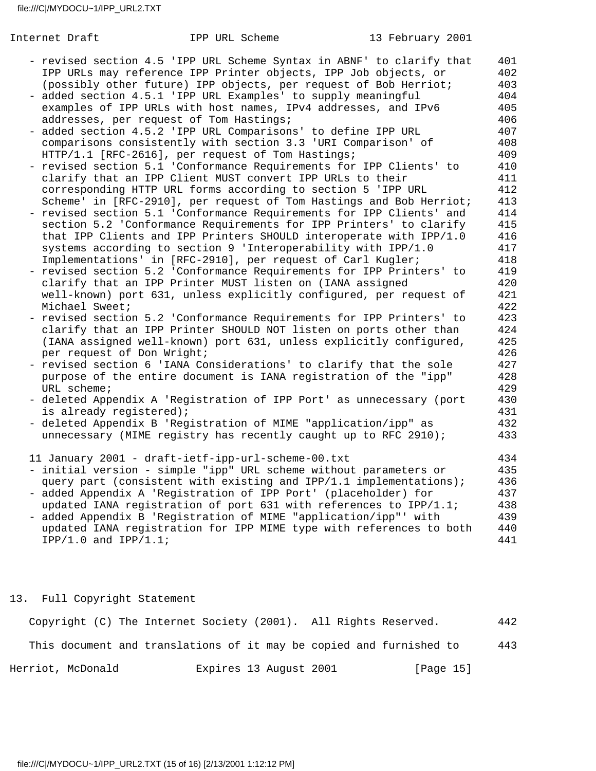- revised section 4.5 'IPP URL Scheme Syntax in ABNF' to clarify that IPP URLs may reference IPP Printer objects, IPP Job objects, or (possibly other future) IPP objects, per request of Bob Herriot;
- added section 4.5.1 'IPP URL Examples' to supply meaningful examples of IPP URLs with host names, IPv4 addresses, and IPv6 addresses, per request of Tom Hastings;
- added section 4.5.2 'IPP URL Comparisons' to define IPP URL comparisons consistently with section 3.3 'URI Comparison' of HTTP/1.1 [RFC-2616], per request of Tom Hastings;
- revised section 5.1 'Conformance Requirements for IPP Clients' to clarify that an IPP Client MUST convert IPP URLs to their corresponding HTTP URL forms according to section 5 'IPP URL Scheme' in [RFC-2910], per request of Tom Hastings and Bob Herriot;
- revised section 5.1 'Conformance Requirements for IPP Clients' and section 5.2 'Conformance Requirements for IPP Printers' to clarify that IPP Clients and IPP Printers SHOULD interoperate with IPP/1.0 systems according to section 9 'Interoperability with IPP/1.0 Implementations' in [RFC-2910], per request of Carl Kugler;
- revised section 5.2 'Conformance Requirements for IPP Printers' to clarify that an IPP Printer MUST listen on (IANA assigned well-known) port 631, unless explicitly configured, per request of Michael Sweet;
- revised section 5.2 'Conformance Requirements for IPP Printers' to clarify that an IPP Printer SHOULD NOT listen on ports other than (IANA assigned well-known) port 631, unless explicitly configured, per request of Don Wright;
- revised section 6 'IANA Considerations' to clarify that the sole purpose of the entire document is IANA registration of the "ipp" URL scheme;
- deleted Appendix A 'Registration of IPP Port' as unnecessary (port is already registered);
- deleted Appendix B 'Registration of MIME "application/ipp" as unnecessary (MIME registry has recently caught up to RFC 2910);

11 January 2001 - draft-ietf-ipp-url-scheme-00.txt
- initial version - simple "ipp" URL scheme without parameters or query part (consistent with existing and IPP/1.1 implementations);
- added Appendix A 'Registration of IPP Port' (placeholder) for updated IANA registration of port 631 with references to IPP/1.1;
- added Appendix B 'Registration of MIME "application/ipp"' with updated IANA registration for IPP MIME type with references to both IPP/1.0 and IPP/1.1;

## 13. Full Copyright Statement

Copyright (C) The Internet Society (2001). All Rights Reserved.

This document and translations of it may be copied and furnished to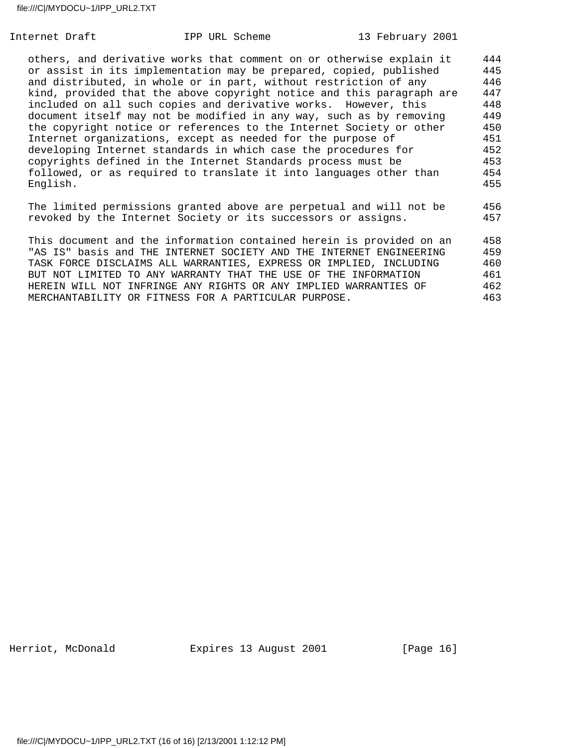others, and derivative works that comment on or otherwise explain it or assist in its implementation may be prepared, copied, published and distributed, in whole or in part, without restriction of any kind, provided that the above copyright notice and this paragraph are included on all such copies and derivative works. However, this document itself may not be modified in any way, such as by removing the copyright notice or references to the Internet Society or other Internet organizations, except as needed for the purpose of developing Internet standards in which case the procedures for copyrights defined in the Internet Standards process must be followed, or as required to translate it into languages other than English.

The limited permissions granted above are perpetual and will not be revoked by the Internet Society or its successors or assigns.

This document and the information contained herein is provided on an "AS IS" basis and THE INTERNET SOCIETY AND THE INTERNET ENGINEERING TASK FORCE DISCLAIMS ALL WARRANTIES, EXPRESS OR IMPLIED, INCLUDING BUT NOT LIMITED TO ANY WARRANTY THAT THE USE OF THE INFORMATION HEREIN WILL NOT INFRINGE ANY RIGHTS OR ANY IMPLIED WARRANTIES OF MERCHANTABILITY OR FITNESS FOR A PARTICULAR PURPOSE.